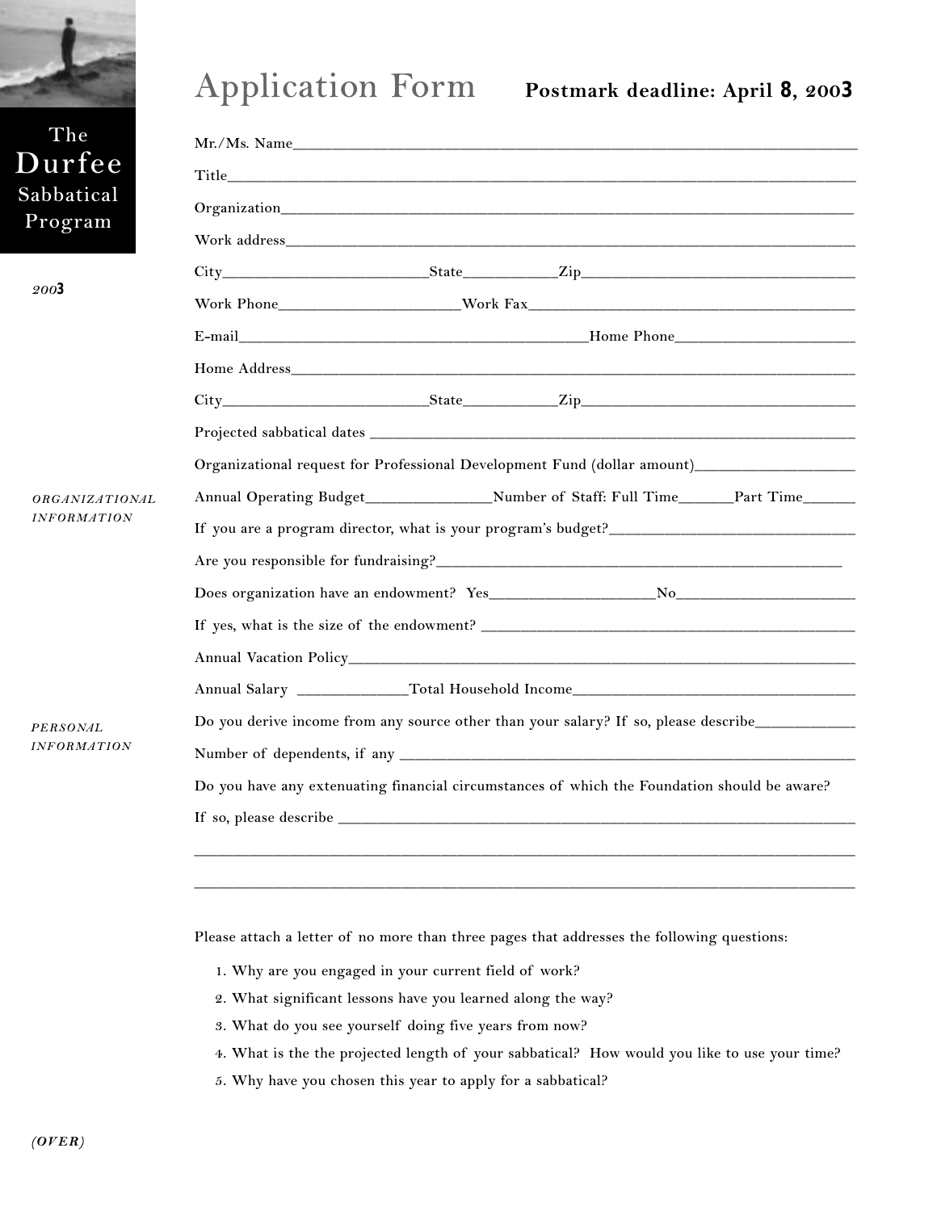**The Durfee Sabbatical Program**

*2003*

# Application Form

**Postmark deadline: April 8, 2003**

Mr./Ms. Name\_\_\_\_\_\_\_\_\_\_\_\_\_\_\_\_\_\_\_\_\_\_\_\_\_\_\_\_\_\_\_\_\_\_\_\_\_\_\_\_

Title\_\_\_\_\_\_\_\_\_\_\_\_\_\_\_\_\_\_\_\_\_\_\_\_\_\_\_\_\_\_\_\_\_\_\_\_\_\_\_\_

Organization\_\_\_\_\_\_\_\_\_\_\_\_\_\_\_\_\_\_\_\_\_\_\_\_\_\_\_\_\_\_\_\_\_\_\_\_\_\_\_\_

Work address\_\_\_\_\_\_\_\_\_\_\_\_\_\_\_\_\_\_\_\_\_\_\_\_\_\_\_\_\_\_\_\_\_\_\_\_\_\_\_\_

City\_\_\_\_\_\_\_\_\_\_\_\_\_\_\_\_State\_\_\_\_\_\_\_\_Zip\_\_\_\_\_\_\_\_\_\_\_\_\_\_\_\_

Work Phone\_\_\_\_\_\_\_\_\_\_\_\_\_\_\_\_Work Fax\_\_\_\_\_\_\_\_\_\_\_\_\_\_\_\_\_\_\_\_

E-mail\_\_\_\_\_\_\_\_\_\_\_\_\_\_\_\_\_\_\_\_\_\_\_\_Home Phone\_\_\_\_\_\_\_\_\_\_\_\_\_\_\_\_

Home Address\_\_\_\_\_\_\_\_\_\_\_\_\_\_\_\_\_\_\_\_\_\_\_\_\_\_\_\_\_\_\_\_\_\_\_\_\_\_\_\_

City\_\_\_\_\_\_\_\_\_\_\_\_\_\_\_\_State\_\_\_\_\_\_\_\_Zip\_\_\_\_\_\_\_\_\_\_\_\_\_\_\_\_

Projected sabbatical dates \_\_\_\_\_\_\_\_\_\_\_\_\_\_\_\_\_\_\_\_\_\_\_\_\_\_\_\_\_\_\_\_

Organizational request for Professional Development Fund (dollar amount)\_\_\_\_\_\_\_\_\_\_\_\_

*ORGANIZATIONAL INFORMATION*

Annual Operating Budget\_\_\_\_\_\_\_\_\_\_\_\_Number of Staff: Full Time\_\_\_\_\_\_Part Time\_\_\_\_\_\_

If you are a program director, what is your program's budget?\_\_\_\_\_\_\_\_\_\_\_\_\_\_\_\_\_\_\_\_

Are you responsible for fundraising?\_\_\_\_\_\_\_\_\_\_\_\_\_\_\_\_\_\_\_\_\_\_\_\_\_\_\_\_

Does organization have an endowment? Yes\_\_\_\_\_\_\_\_\_\_\_\_No\_\_\_\_\_\_\_\_\_\_\_\_

If yes, what is the size of the endowment? \_\_\_\_\_\_\_\_\_\_\_\_\_\_\_\_\_\_\_\_\_\_\_\_\_\_\_\_

Annual Vacation Policy\_\_\_\_\_\_\_\_\_\_\_\_\_\_\_\_\_\_\_\_\_\_\_\_\_\_\_\_\_\_\_\_\_\_\_\_

*PERSONAL INFORMATION*

Annual Salary \_\_\_\_\_\_\_\_\_\_\_\_Total Household Income\_\_\_\_\_\_\_\_\_\_\_\_\_\_\_\_\_\_\_\_

Do you derive income from any source other than your salary? If so, please describe\_\_\_\_\_\_\_\_\_\_

Number of dependents, if any \_\_\_\_\_\_\_\_\_\_\_\_\_\_\_\_\_\_\_\_\_\_\_\_\_\_\_\_\_\_\_\_

Do you have any extenuating financial circumstances of which the Foundation should be aware?

If so, please describe \_\_\_\_\_\_\_\_\_\_\_\_\_\_\_\_\_\_\_\_\_\_\_\_\_\_\_\_\_\_\_\_\_\_\_\_

\_\_\_\_\_\_\_\_\_\_\_\_\_\_\_\_\_\_\_\_\_\_\_\_\_\_\_\_\_\_\_\_\_\_\_\_\_\_\_\_\_\_\_\_\_\_\_\_\_\_

\_\_\_\_\_\_\_\_\_\_\_\_\_\_\_\_\_\_\_\_\_\_\_\_\_\_\_\_\_\_\_\_\_\_\_\_\_\_\_\_\_\_\_\_\_\_\_\_\_\_

Please attach a letter of no more than three pages that addresses the following questions:

1. Why are you engaged in your current field of work?
2. What significant lessons have you learned along the way?
3. What do you see yourself doing five years from now?
4. What is the the projected length of your sabbatical? How would you like to use your time?
5. Why have you chosen this year to apply for a sabbatical?

*(OVER)*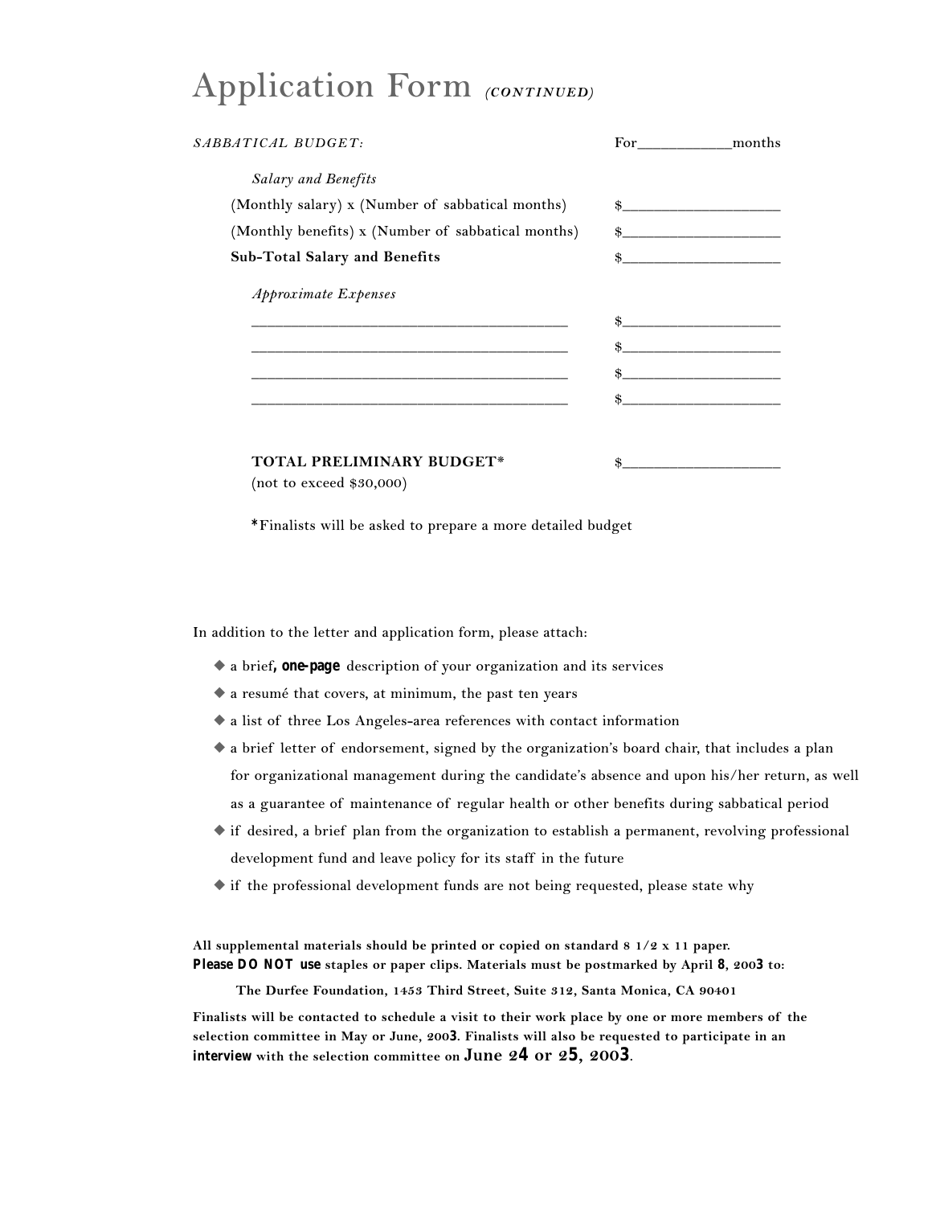# Application Form *(CONTINUED)*

| | |
|---|---|
| *SABBATICAL BUDGET:* | For____________months |
| *Salary and Benefits* | |
| (Monthly salary) x (Number of sabbatical months) | $____________________ |
| (Monthly benefits) x (Number of sabbatical months) | $____________________ |
| **Sub-Total Salary and Benefits** | $____________________ |
| *Approximate Expenses* | |
| ________________________________________ | $____________________ |
| ________________________________________ | $____________________ |
| ________________________________________ | $____________________ |
| ________________________________________ | $____________________ |
| **TOTAL PRELIMINARY BUDGET*** (not to exceed $30,000) | $____________________ |

*Finalists will be asked to prepare a more detailed budget

In addition to the letter and application form, please attach:

- a brief, **one-page** description of your organization and its services
- a resumé that covers, at minimum, the past ten years
- a list of three Los Angeles-area references with contact information
- a brief letter of endorsement, signed by the organization's board chair, that includes a plan for organizational management during the candidate's absence and upon his/her return, as well as a guarantee of maintenance of regular health or other benefits during sabbatical period
- if desired, a brief plan from the organization to establish a permanent, revolving professional development fund and leave policy for its staff in the future
- if the professional development funds are not being requested, please state why

**All supplemental materials should be printed or copied on standard 8 1/2 x 11 paper.**
**Please DO NOT use staples or paper clips. Materials must be postmarked by April 8, 2003 to:**

**The Durfee Foundation, 1453 Third Street, Suite 312, Santa Monica, CA 90401**

**Finalists will be contacted to schedule a visit to their work place by one or more members of the selection committee in May or June, 2003. Finalists will also be requested to participate in an interview with the selection committee on June 24 or 25, 2003.**